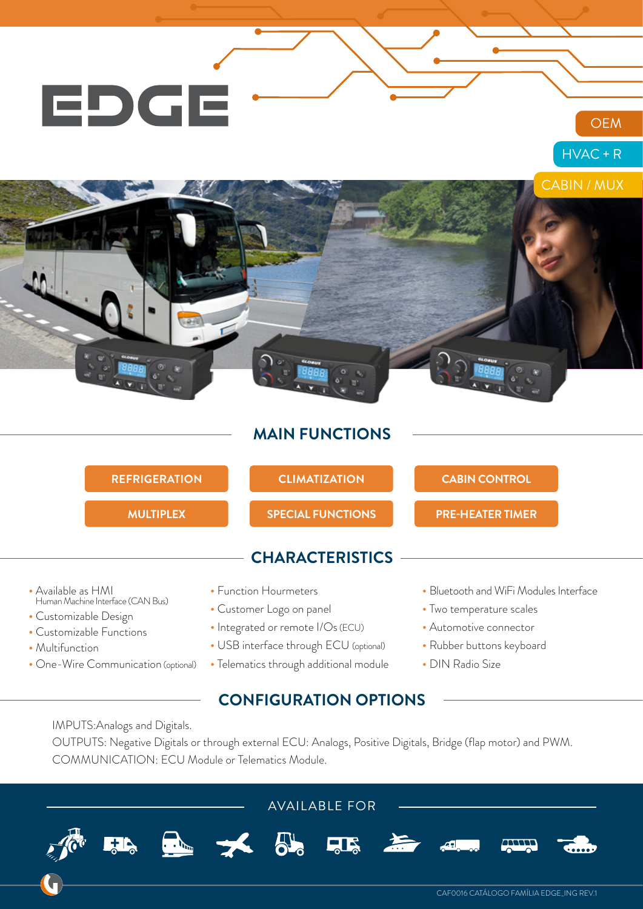# EDGE

OEM

HVAC + R

CABIN / MUX

## MAIN FUNCTIONS

- REFRIGERATION
- CLIMATIZATION
- CABIN CONTROL
- MULTIPLEX
- SPECIAL FUNCTIONS
- PRE-HEATER TIMER

## CHARACTERISTICS

- Available as HMI
  Human Machine Interface (CAN Bus)
- Customizable Design
- Customizable Functions
- Multifunction
- One-Wire Communication (optional)
- Function Hourmeters
- Customer Logo on panel
- Integrated or remote I/Os (ECU)
- USB interface through ECU (optional)
- Telematics through additional module
- Bluetooth and WiFi Modules Interface
- Two temperature scales
- Automotive connector
- Rubber buttons keyboard
- DIN Radio Size

## CONFIGURATION OPTIONS

IMPUTS:Analogs and Digitals.
OUTPUTS: Negative Digitals or through external ECU: Analogs, Positive Digitals, Bridge (flap motor) and PWM.
COMMUNICATION: ECU Module or Telematics Module.

## AVAILABLE FOR

CAF0016 CATÁLOGO FAMÍLIA EDGE_ING REV.1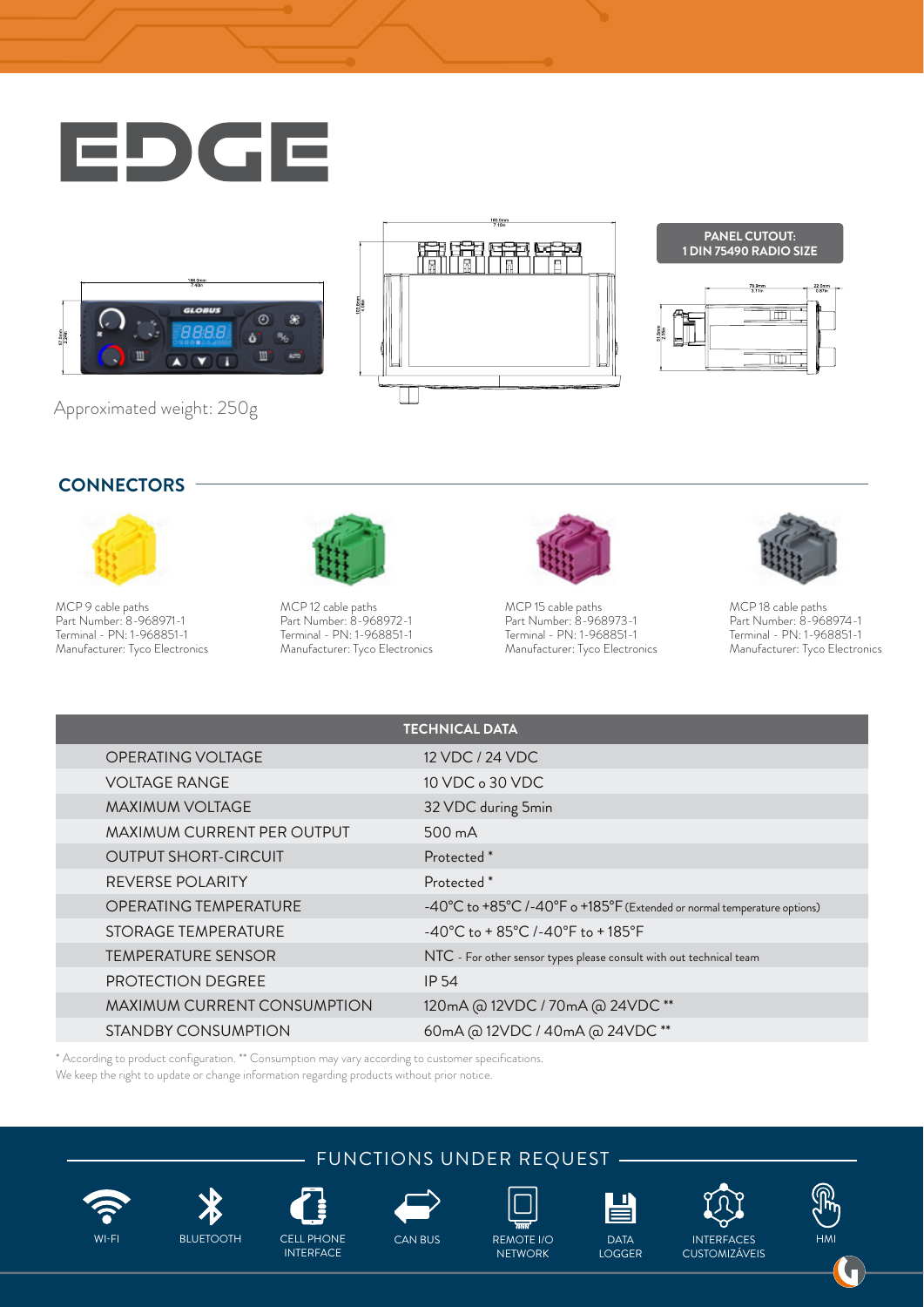# EDGE

PANEL CUTOUT:
1 DIN 75490 RADIO SIZE

Approximated weight: 250g

## CONNECTORS

MCP 9 cable paths
Part Number: 8-968971-1
Terminal - PN: 1-968851-1
Manufacturer: Tyco Electronics

MCP 12 cable paths
Part Number: 8-968972-1
Terminal - PN: 1-968851-1
Manufacturer: Tyco Electronics

MCP 15 cable paths
Part Number: 8-968973-1
Terminal - PN: 1-968851-1
Manufacturer: Tyco Electronics

MCP 18 cable paths
Part Number: 8-968974-1
Terminal - PN: 1-968851-1
Manufacturer: Tyco Electronics

| TECHNICAL DATA | |
|---|---|
| OPERATING VOLTAGE | 12 VDC / 24 VDC |
| VOLTAGE RANGE | 10 VDC o 30 VDC |
| MAXIMUM VOLTAGE | 32 VDC during 5min |
| MAXIMUM CURRENT PER OUTPUT | 500 mA |
| OUTPUT SHORT-CIRCUIT | Protected * |
| REVERSE POLARITY | Protected * |
| OPERATING TEMPERATURE | -40°C to +85°C / -40°F o +185°F (Extended or normal temperature options) |
| STORAGE TEMPERATURE | -40°C to + 85°C / -40°F to + 185°F |
| TEMPERATURE SENSOR | NTC - For other sensor types please consult with out technical team |
| PROTECTION DEGREE | IP 54 |
| MAXIMUM CURRENT CONSUMPTION | 120mA @ 12VDC / 70mA @ 24VDC ** |
| STANDBY CONSUMPTION | 60mA @ 12VDC / 40mA @ 24VDC ** |

* According to product configuration. ** Consumption may vary according to customer specifications.
We keep the right to update or change information regarding products without prior notice.

## FUNCTIONS UNDER REQUEST

- WI-FI
- BLUETOOTH
- CELL PHONE INTERFACE
- CAN BUS
- REMOTE I/O NETWORK
- DATA LOGGER
- INTERFACES CUSTOMIZÁVEIS
- HMI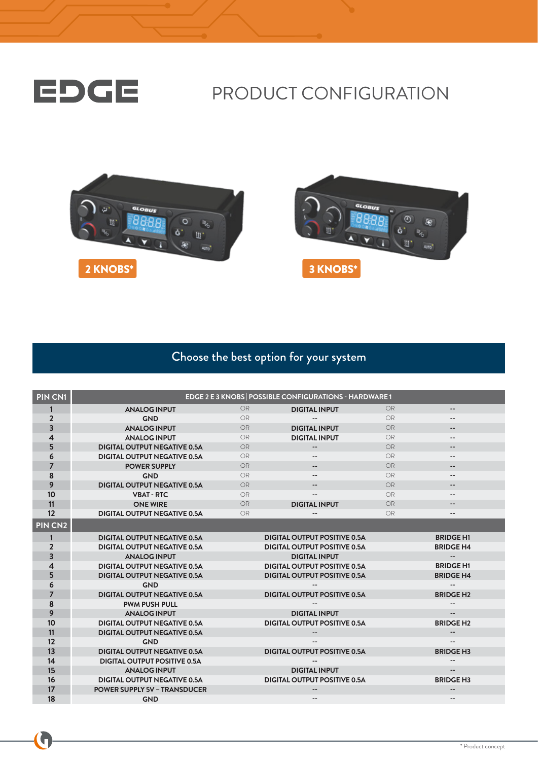# EDGE

## PRODUCT CONFIGURATION

2 KNOBS*

3 KNOBS*

### Choose the best option for your system

| PIN CN1 | EDGE 2 E 3 KNOBS \| POSSIBLE CONFIGURATIONS - HARDWARE 1 | | | | |
|---|---|---|---|---|---|
| 1 | ANALOG INPUT | OR | DIGITAL INPUT | OR | -- |
| 2 | GND | OR | -- | OR | -- |
| 3 | ANALOG INPUT | OR | DIGITAL INPUT | OR | -- |
| 4 | ANALOG INPUT | OR | DIGITAL INPUT | OR | -- |
| 5 | DIGITAL OUTPUT NEGATIVE 0.5A | OR | -- | OR | -- |
| 6 | DIGITAL OUTPUT NEGATIVE 0.5A | OR | -- | OR | -- |
| 7 | POWER SUPPLY | OR | -- | OR | -- |
| 8 | GND | OR | -- | OR | -- |
| 9 | DIGITAL OUTPUT NEGATIVE 0.5A | OR | -- | OR | -- |
| 10 | VBAT - RTC | OR | -- | OR | -- |
| 11 | ONE WIRE | OR | DIGITAL INPUT | OR | -- |
| 12 | DIGITAL OUTPUT NEGATIVE 0.5A | OR | -- | OR | -- |
| **PIN CN2** | | | | | |
| 1 | DIGITAL OUTPUT NEGATIVE 0.5A | | DIGITAL OUTPUT POSITIVE 0.5A | | BRIDGE H1 |
| 2 | DIGITAL OUTPUT NEGATIVE 0.5A | | DIGITAL OUTPUT POSITIVE 0.5A | | BRIDGE H4 |
| 3 | ANALOG INPUT | | DIGITAL INPUT | | -- |
| 4 | DIGITAL OUTPUT NEGATIVE 0.5A | | DIGITAL OUTPUT POSITIVE 0.5A | | BRIDGE H1 |
| 5 | DIGITAL OUTPUT NEGATIVE 0.5A | | DIGITAL OUTPUT POSITIVE 0.5A | | BRIDGE H4 |
| 6 | GND | | -- | | -- |
| 7 | DIGITAL OUTPUT NEGATIVE 0.5A | | DIGITAL OUTPUT POSITIVE 0.5A | | BRIDGE H2 |
| 8 | PWM PUSH PULL | | -- | | -- |
| 9 | ANALOG INPUT | | DIGITAL INPUT | | -- |
| 10 | DIGITAL OUTPUT NEGATIVE 0.5A | | DIGITAL OUTPUT POSITIVE 0.5A | | BRIDGE H2 |
| 11 | DIGITAL OUTPUT NEGATIVE 0.5A | | -- | | -- |
| 12 | GND | | -- | | -- |
| 13 | DIGITAL OUTPUT NEGATIVE 0.5A | | DIGITAL OUTPUT POSITIVE 0.5A | | BRIDGE H3 |
| 14 | DIGITAL OUTPUT POSITIVE 0.5A | | -- | | -- |
| 15 | ANALOG INPUT | | DIGITAL INPUT | | -- |
| 16 | DIGITAL OUTPUT NEGATIVE 0.5A | | DIGITAL OUTPUT POSITIVE 0.5A | | BRIDGE H3 |
| 17 | POWER SUPPLY 5V – TRANSDUCER | | -- | | -- |
| 18 | GND | | -- | | -- |

\* Product concept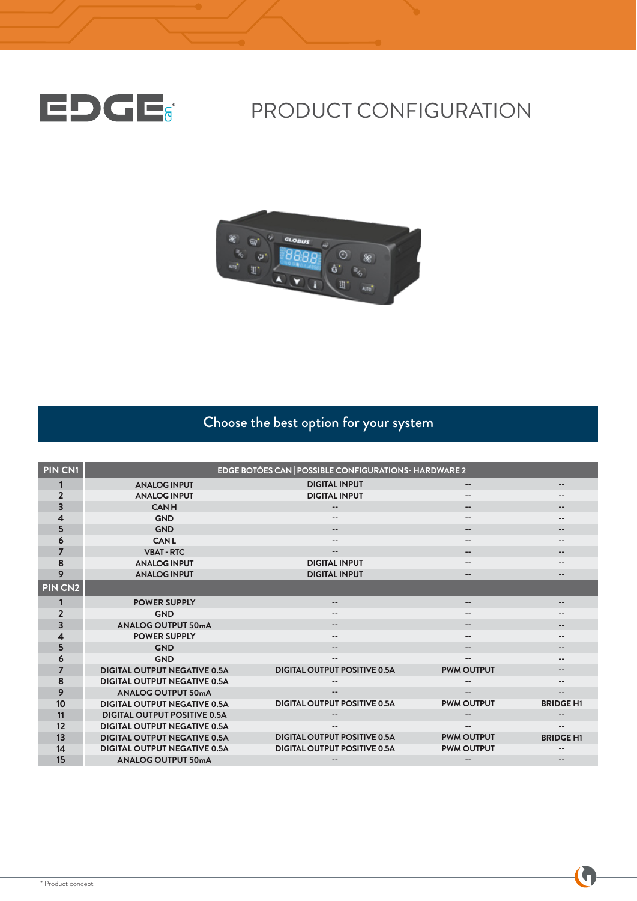# EDGE can*

## PRODUCT CONFIGURATION

### Choose the best option for your system

| PIN CN1 | EDGE BOTÕES CAN \| POSSIBLE CONFIGURATIONS- HARDWARE 2 | | | |
|---|---|---|---|---|
| 1 | ANALOG INPUT | DIGITAL INPUT | -- | -- |
| 2 | ANALOG INPUT | DIGITAL INPUT | -- | -- |
| 3 | CAN H | -- | -- | -- |
| 4 | GND | -- | -- | -- |
| 5 | GND | -- | -- | -- |
| 6 | CAN L | -- | -- | -- |
| 7 | VBAT - RTC | -- | -- | -- |
| 8 | ANALOG INPUT | DIGITAL INPUT | -- | -- |
| 9 | ANALOG INPUT | DIGITAL INPUT | -- | -- |
| **PIN CN2** | | | | |
| 1 | POWER SUPPLY | -- | -- | -- |
| 2 | GND | -- | -- | -- |
| 3 | ANALOG OUTPUT 50mA | -- | -- | -- |
| 4 | POWER SUPPLY | -- | -- | -- |
| 5 | GND | -- | -- | -- |
| 6 | GND | -- | -- | -- |
| 7 | DIGITAL OUTPUT NEGATIVE 0.5A | DIGITAL OUTPUT POSITIVE 0.5A | PWM OUTPUT | -- |
| 8 | DIGITAL OUTPUT NEGATIVE 0.5A | -- | -- | -- |
| 9 | ANALOG OUTPUT 50mA | -- | -- | -- |
| 10 | DIGITAL OUTPUT NEGATIVE 0.5A | DIGITAL OUTPUT POSITIVE 0.5A | PWM OUTPUT | BRIDGE H1 |
| 11 | DIGITAL OUTPUT POSITIVE 0.5A | -- | -- | -- |
| 12 | DIGITAL OUTPUT NEGATIVE 0.5A | -- | -- | -- |
| 13 | DIGITAL OUTPUT NEGATIVE 0.5A | DIGITAL OUTPUT POSITIVE 0.5A | PWM OUTPUT | BRIDGE H1 |
| 14 | DIGITAL OUTPUT NEGATIVE 0.5A | DIGITAL OUTPUT POSITIVE 0.5A | PWM OUTPUT | -- |
| 15 | ANALOG OUTPUT 50mA | -- | -- | -- |

* Product concept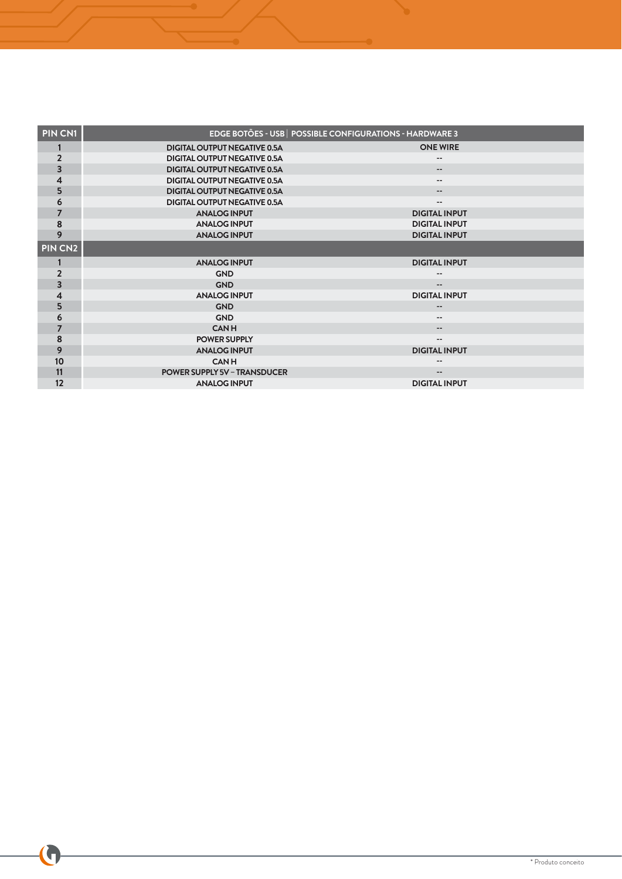| PIN CN1 | EDGE BOTÕES - USB \| POSSIBLE CONFIGURATIONS - HARDWARE 3 | |
|---|---|---|
| 1 | DIGITAL OUTPUT NEGATIVE 0.5A | ONE WIRE |
| 2 | DIGITAL OUTPUT NEGATIVE 0.5A | -- |
| 3 | DIGITAL OUTPUT NEGATIVE 0.5A | -- |
| 4 | DIGITAL OUTPUT NEGATIVE 0.5A | -- |
| 5 | DIGITAL OUTPUT NEGATIVE 0.5A | -- |
| 6 | DIGITAL OUTPUT NEGATIVE 0.5A | -- |
| 7 | ANALOG INPUT | DIGITAL INPUT |
| 8 | ANALOG INPUT | DIGITAL INPUT |
| 9 | ANALOG INPUT | DIGITAL INPUT |
| **PIN CN2** | | |
| 1 | ANALOG INPUT | DIGITAL INPUT |
| 2 | GND | -- |
| 3 | GND | -- |
| 4 | ANALOG INPUT | DIGITAL INPUT |
| 5 | GND | -- |
| 6 | GND | -- |
| 7 | CAN H | -- |
| 8 | POWER SUPPLY | -- |
| 9 | ANALOG INPUT | DIGITAL INPUT |
| 10 | CAN H | -- |
| 11 | POWER SUPPLY 5V – TRANSDUCER | -- |
| 12 | ANALOG INPUT | DIGITAL INPUT |

* Produto conceito